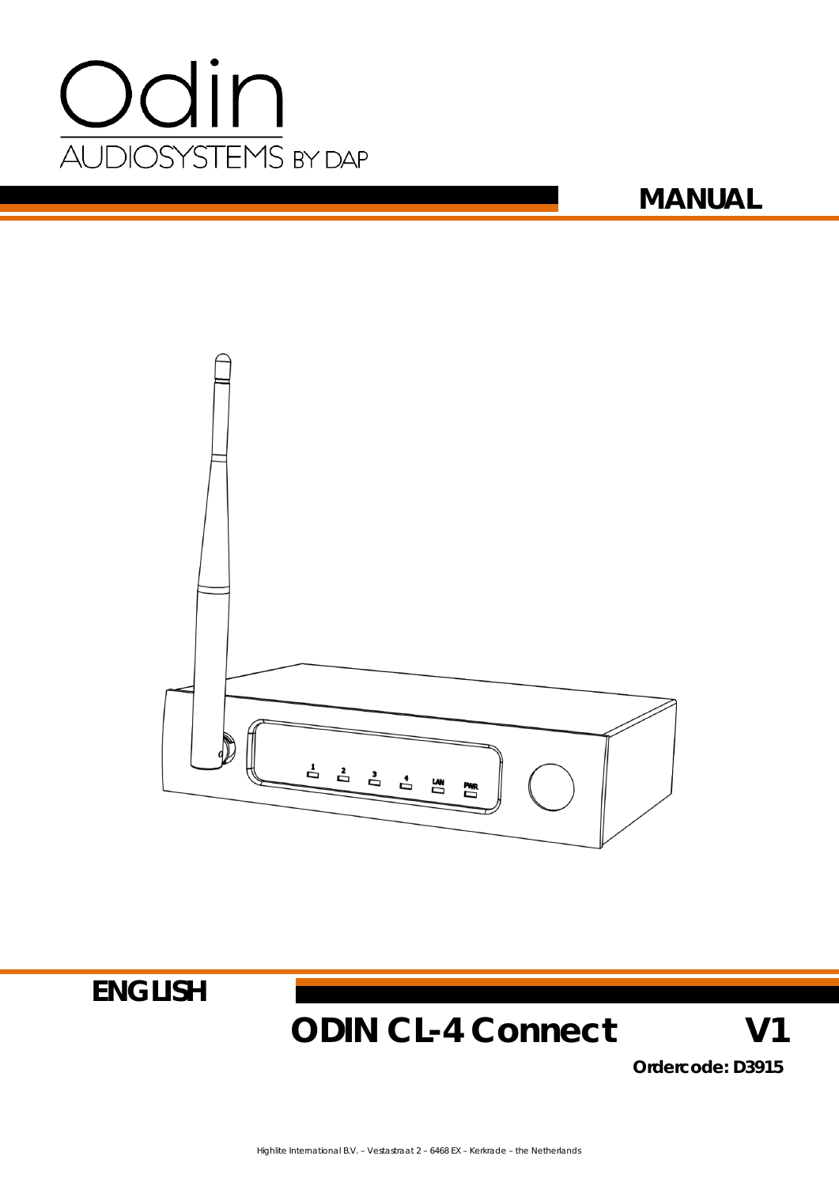# Odin

AUDIOSYSTEMS BY DAP

## MANUAL

**ENGLISH**

# ODIN CL-4 Connect V1

**Ordercode: D3915**

Highlite International B.V. – Vestastraat 2 – 6468 EX – Kerkrade – the Netherlands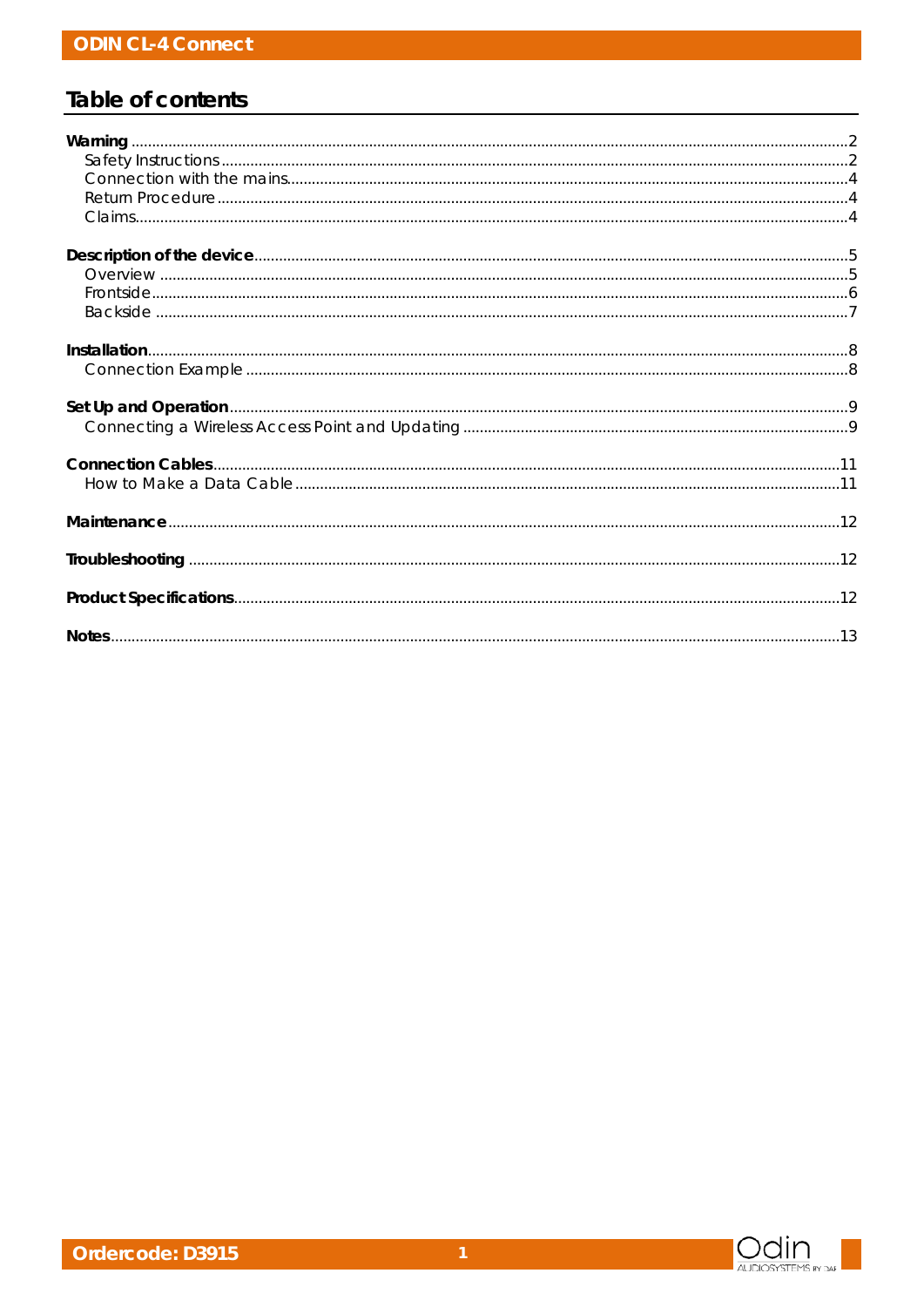# Table of contents

**Warning** .....2
- Safety Instructions .....2
- Connection with the mains .....4
- Return Procedure .....4
- Claims .....4

**Description of the device** .....5
- Overview .....5
- Frontside .....6
- Backside .....7

**Installation** .....8
- Connection Example .....8

**Set Up and Operation** .....9
- Connecting a Wireless Access Point and Updating .....9

**Connection Cables** .....11
- How to Make a Data Cable .....11

**Maintenance** .....12

**Troubleshooting** .....12

**Product Specifications** .....12

**Notes** .....13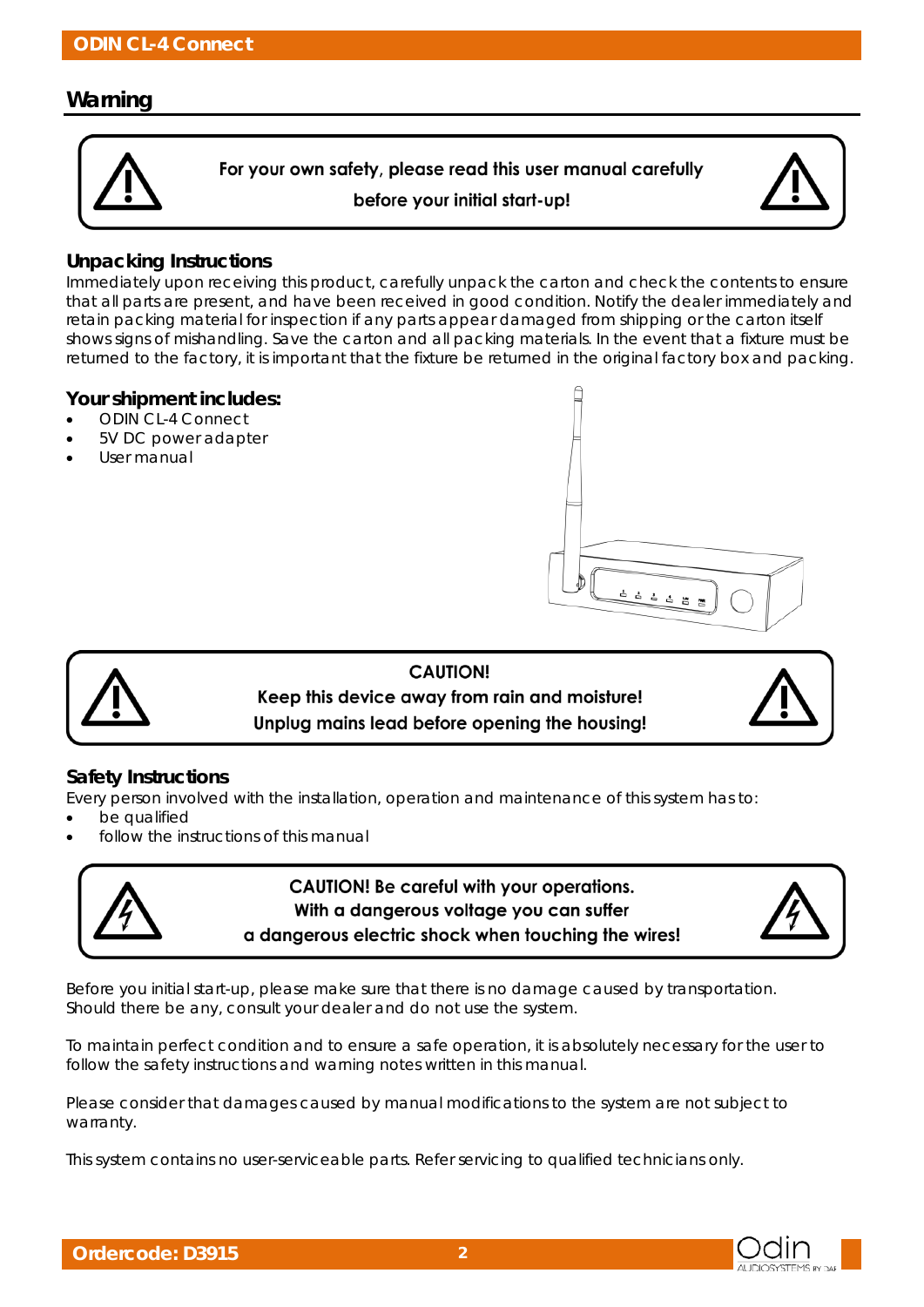## Warning

**For your own safety, please read this user manual carefully before your initial start-up!**

### Unpacking Instructions

Immediately upon receiving this product, carefully unpack the carton and check the contents to ensure that all parts are present, and have been received in good condition. Notify the dealer immediately and retain packing material for inspection if any parts appear damaged from shipping or the carton itself shows signs of mishandling. Save the carton and all packing materials. In the event that a fixture must be returned to the factory, it is important that the fixture be returned in the original factory box and packing.

### Your shipment includes:

- ODIN CL-4 Connect
- 5V DC power adapter
- User manual

**CAUTION!**
**Keep this device away from rain and moisture!**
**Unplug mains lead before opening the housing!**

### Safety Instructions

Every person involved with the installation, operation and maintenance of this system has to:

- be qualified
- follow the instructions of this manual

**CAUTION! Be careful with your operations.**
**With a dangerous voltage you can suffer a dangerous electric shock when touching the wires!**

Before you initial start-up, please make sure that there is no damage caused by transportation. Should there be any, consult your dealer and do not use the system.

To maintain perfect condition and to ensure a safe operation, it is absolutely necessary for the user to follow the safety instructions and warning notes written in this manual.

Please consider that damages caused by manual modifications to the system are not subject to warranty.

This system contains no user-serviceable parts. Refer servicing to qualified technicians only.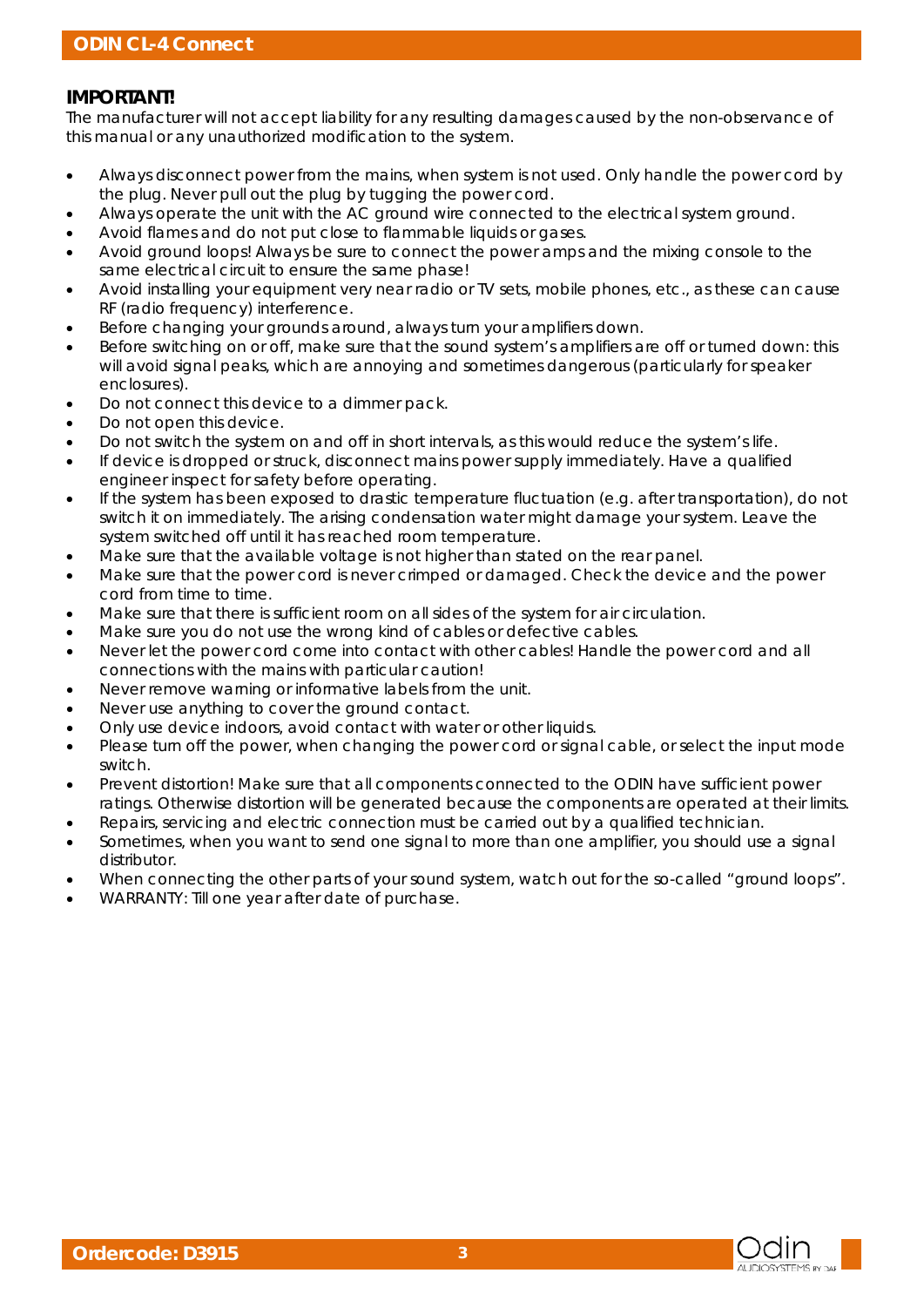## IMPORTANT!

The manufacturer will not accept liability for any resulting damages caused by the non-observance of this manual or any unauthorized modification to the system.

- Always disconnect power from the mains, when system is not used. Only handle the power cord by the plug. Never pull out the plug by tugging the power cord.
- Always operate the unit with the AC ground wire connected to the electrical system ground.
- Avoid flames and do not put close to flammable liquids or gases.
- Avoid ground loops! Always be sure to connect the power amps and the mixing console to the same electrical circuit to ensure the same phase!
- Avoid installing your equipment very near radio or TV sets, mobile phones, etc., as these can cause RF (radio frequency) interference.
- Before changing your grounds around, always turn your amplifiers down.
- Before switching on or off, make sure that the sound system's amplifiers are off or turned down: this will avoid signal peaks, which are annoying and sometimes dangerous (particularly for speaker enclosures).
- Do not connect this device to a dimmer pack.
- Do not open this device.
- Do not switch the system on and off in short intervals, as this would reduce the system's life.
- If device is dropped or struck, disconnect mains power supply immediately. Have a qualified engineer inspect for safety before operating.
- If the system has been exposed to drastic temperature fluctuation (e.g. after transportation), do not switch it on immediately. The arising condensation water might damage your system. Leave the system switched off until it has reached room temperature.
- Make sure that the available voltage is not higher than stated on the rear panel.
- Make sure that the power cord is never crimped or damaged. Check the device and the power cord from time to time.
- Make sure that there is sufficient room on all sides of the system for air circulation.
- Make sure you do not use the wrong kind of cables or defective cables.
- Never let the power cord come into contact with other cables! Handle the power cord and all connections with the mains with particular caution!
- Never remove warning or informative labels from the unit.
- Never use anything to cover the ground contact.
- Only use device indoors, avoid contact with water or other liquids.
- Please turn off the power, when changing the power cord or signal cable, or select the input mode switch.
- Prevent distortion! Make sure that all components connected to the ODIN have sufficient power ratings. Otherwise distortion will be generated because the components are operated at their limits.
- Repairs, servicing and electric connection must be carried out by a qualified technician.
- Sometimes, when you want to send one signal to more than one amplifier, you should use a signal distributor.
- When connecting the other parts of your sound system, watch out for the so-called "ground loops".
- WARRANTY: Till one year after date of purchase.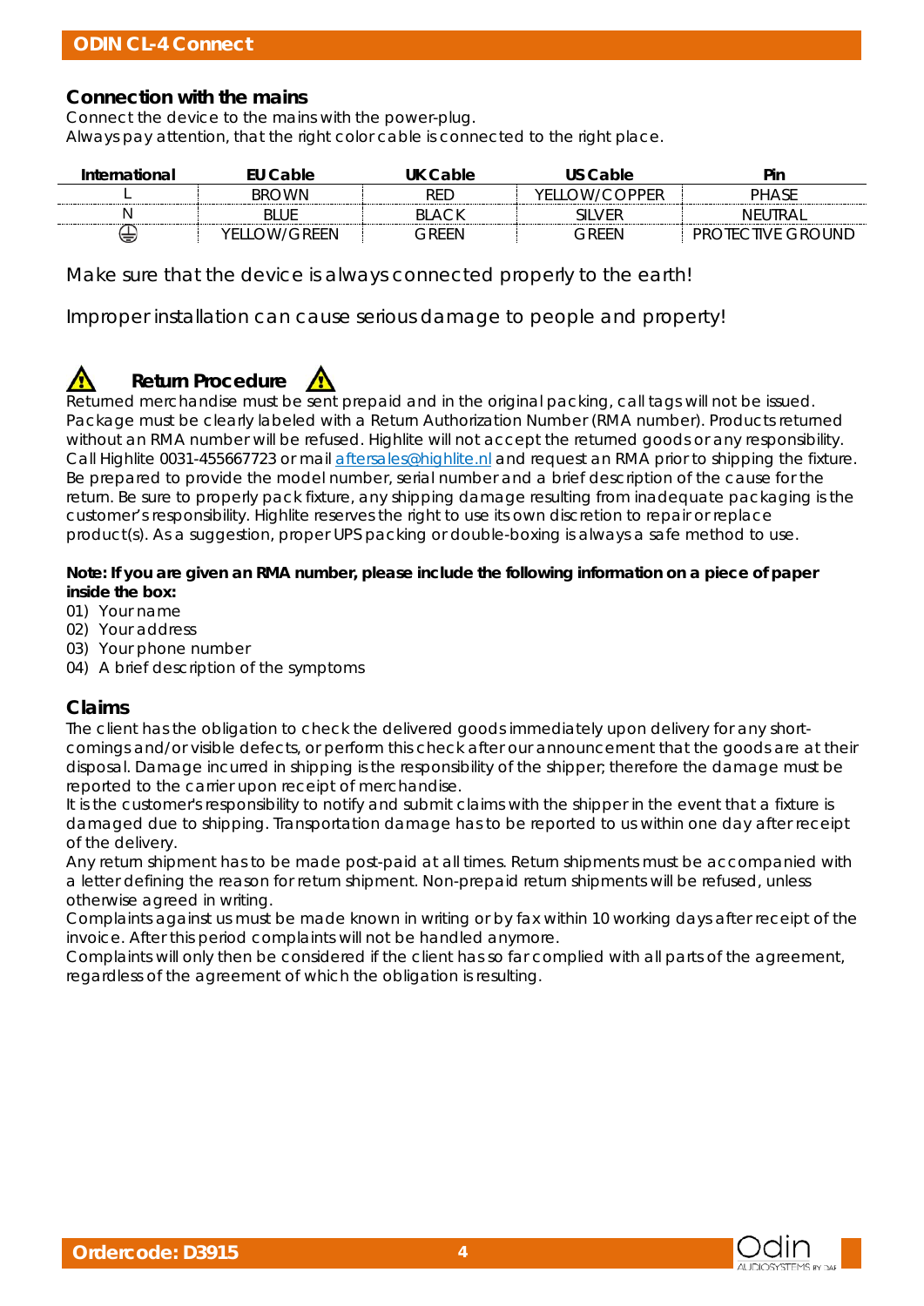## Connection with the mains

Connect the device to the mains with the power-plug.
Always pay attention, that the right color cable is connected to the right place.

| International | EU Cable | UK Cable | US Cable | Pin |
|---|---|---|---|---|
| L | BROWN | RED | YELLOW/COPPER | PHASE |
| N | BLUE | BLACK | SILVER | NEUTRAL |
| ⏚ | YELLOW/GREEN | GREEN | GREEN | PROTECTIVE GROUND |

Make sure that the device is always connected properly to the earth!

Improper installation can cause serious damage to people and property!

## ⚠ Return Procedure ⚠

Returned merchandise must be sent prepaid and in the original packing, call tags will not be issued. Package must be clearly labeled with a Return Authorization Number (RMA number). Products returned without an RMA number will be refused. Highlite will not accept the returned goods or any responsibility. Call Highlite 0031-455667723 or mail aftersales@highlite.nl and request an RMA prior to shipping the fixture. Be prepared to provide the model number, serial number and a brief description of the cause for the return. Be sure to properly pack fixture, any shipping damage resulting from inadequate packaging is the customer's responsibility. Highlite reserves the right to use its own discretion to repair or replace product(s). As a suggestion, proper UPS packing or double-boxing is always a safe method to use.

**Note: If you are given an RMA number, please include the following information on a piece of paper inside the box:**

01) Your name
02) Your address
03) Your phone number
04) A brief description of the symptoms

## Claims

The client has the obligation to check the delivered goods immediately upon delivery for any short-comings and/or visible defects, or perform this check after our announcement that the goods are at their disposal. Damage incurred in shipping is the responsibility of the shipper; therefore the damage must be reported to the carrier upon receipt of merchandise.
It is the customer's responsibility to notify and submit claims with the shipper in the event that a fixture is damaged due to shipping. Transportation damage has to be reported to us within one day after receipt of the delivery.
Any return shipment has to be made post-paid at all times. Return shipments must be accompanied with a letter defining the reason for return shipment. Non-prepaid return shipments will be refused, unless otherwise agreed in writing.
Complaints against us must be made known in writing or by fax within 10 working days after receipt of the invoice. After this period complaints will not be handled anymore.
Complaints will only then be considered if the client has so far complied with all parts of the agreement, regardless of the agreement of which the obligation is resulting.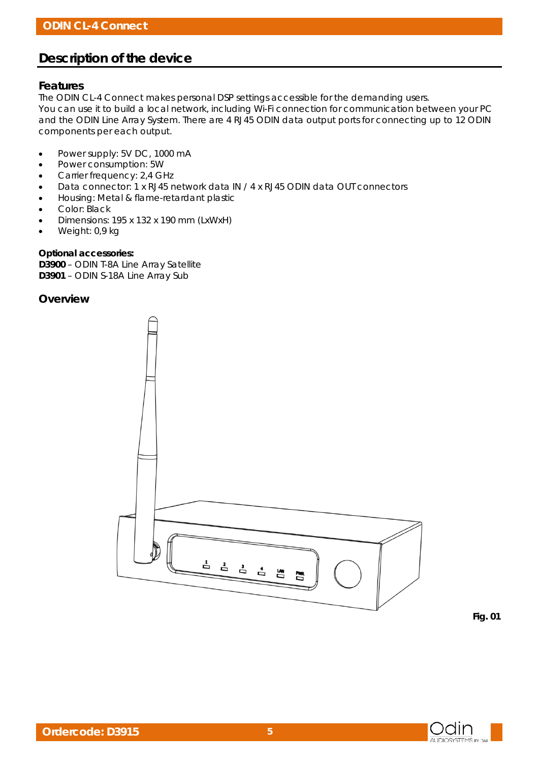## Description of the device

### Features

The ODIN CL-4 Connect makes personal DSP settings accessible for the demanding users.
You can use it to build a local network, including Wi-Fi connection for communication between your PC and the ODIN Line Array System. There are 4 RJ45 ODIN data output ports for connecting up to 12 ODIN components per each output.

- Power supply: 5V DC, 1000 mA
- Power consumption: 5W
- Carrier frequency: 2,4 GHz
- Data connector: 1 x RJ45 network data IN / 4 x RJ45 ODIN data OUT connectors
- Housing: Metal & flame-retardant plastic
- Color: Black
- Dimensions: 195 x 132 x 190 mm (LxWxH)
- Weight: 0,9 kg

**Optional accessories:**
**D3900** – ODIN T-8A Line Array Satellite
**D3901** – ODIN S-18A Line Array Sub

### Overview

Fig. 01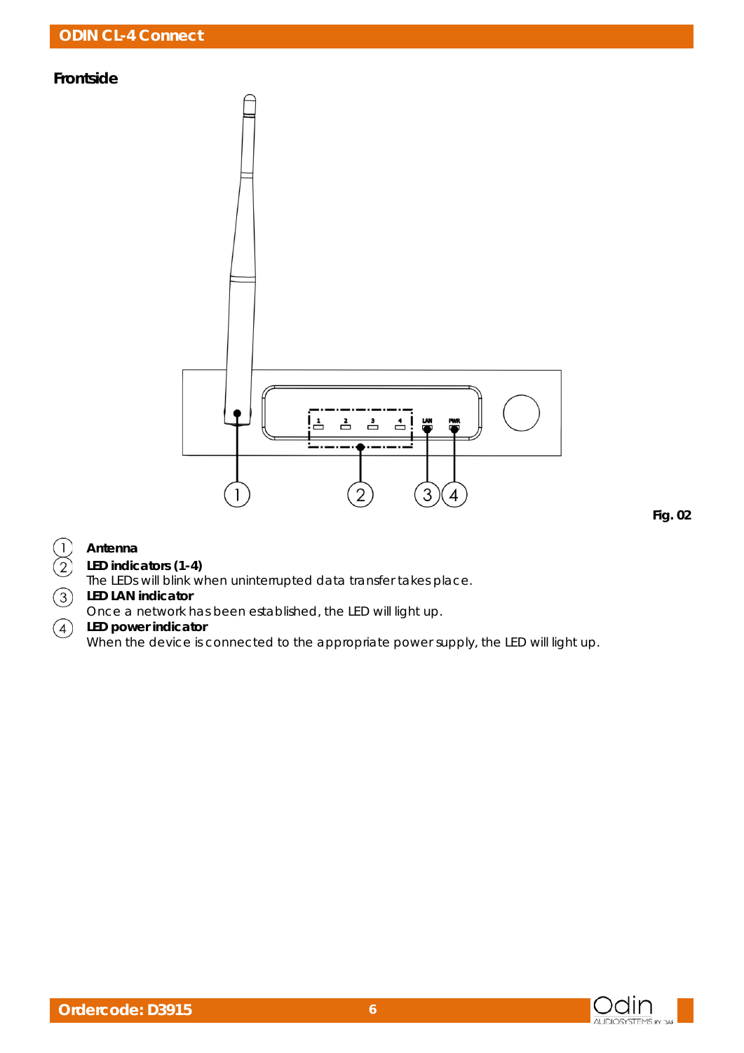## Frontside

Fig. 02

1. **Antenna**
2. **LED indicators (1-4)**
   The LEDs will blink when uninterrupted data transfer takes place.
3. **LED LAN indicator**
   Once a network has been established, the LED will light up.
4. **LED power indicator**
   When the device is connected to the appropriate power supply, the LED will light up.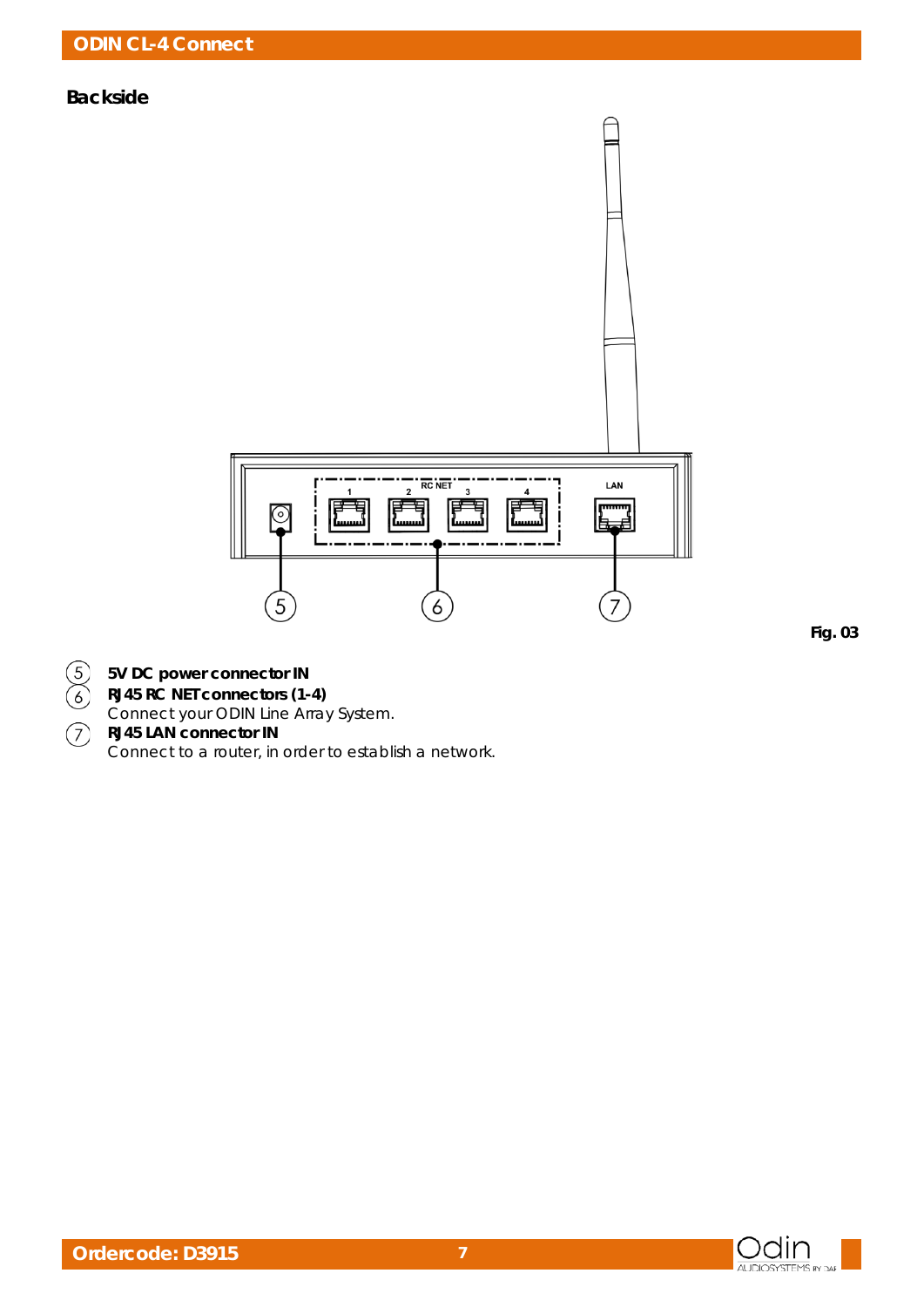## Backside

Fig. 03

5. **5V DC power connector IN**
6. **RJ45 RC NET connectors (1-4)**
   Connect your ODIN Line Array System.
7. **RJ45 LAN connector IN**
   Connect to a router, in order to establish a network.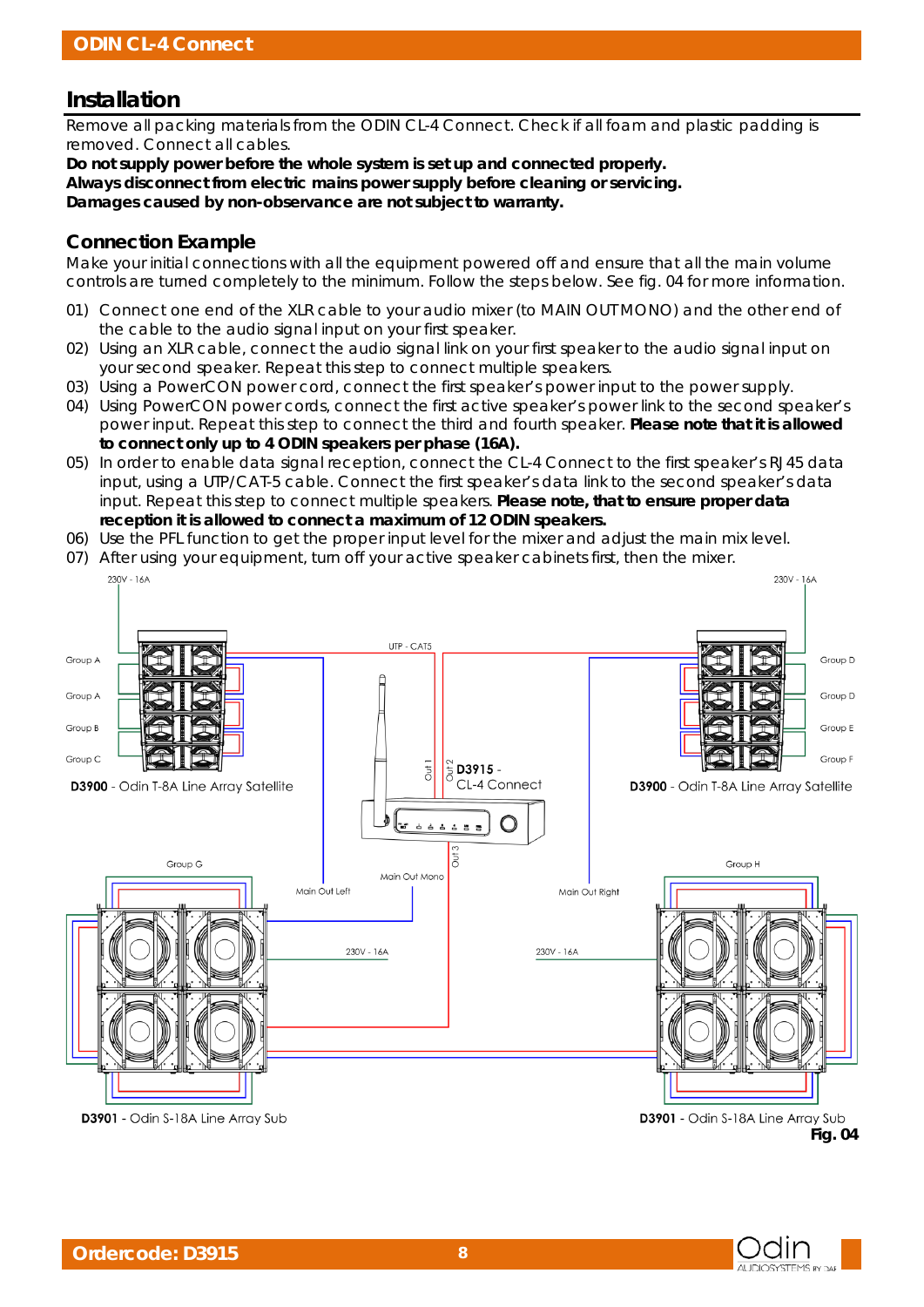## Installation

Remove all packing materials from the ODIN CL-4 Connect. Check if all foam and plastic padding is removed. Connect all cables.

**Do not supply power before the whole system is set up and connected properly.**
**Always disconnect from electric mains power supply before cleaning or servicing.**
**Damages caused by non-observance are not subject to warranty.**

### Connection Example

Make your initial connections with all the equipment powered off and ensure that all the main volume controls are turned completely to the minimum. Follow the steps below. See fig. 04 for more information.

01) Connect one end of the XLR cable to your audio mixer (to MAIN OUT MONO) and the other end of the cable to the audio signal input on your first speaker.
02) Using an XLR cable, connect the audio signal link on your first speaker to the audio signal input on your second speaker. Repeat this step to connect multiple speakers.
03) Using a PowerCON power cord, connect the first speaker's power input to the power supply.
04) Using PowerCON power cords, connect the first active speaker's power link to the second speaker's power input. Repeat this step to connect the third and fourth speaker. **Please note that it is allowed to connect only up to 4 ODIN speakers per phase (16A).**
05) In order to enable data signal reception, connect the CL-4 Connect to the first speaker's RJ45 data input, using a UTP/CAT-5 cable. Connect the first speaker's data link to the second speaker's data input. Repeat this step to connect multiple speakers. **Please note, that to ensure proper data reception it is allowed to connect a maximum of 12 ODIN speakers.**
06) Use the PFL function to get the proper input level for the mixer and adjust the main mix level.
07) After using your equipment, turn off your active speaker cabinets first, then the mixer.

230V - 16A | 230V - 16A | UTP - CAT5 | Group A | Group A | Group B | Group C | Group D | Group D | Group E | Group F | Out 1 | Out 2 | Out 3 | **D3915** - CL-4 Connect | **D3900** - Odin T-8A Line Array Satellite | **D3900** - Odin T-8A Line Array Satellite | Group G | Group H | Main Out Left | Main Out Mono | Main Out Right | 230V - 16A | 230V - 16A | **D3901** - Odin S-18A Line Array Sub | **D3901** - Odin S-18A Line Array Sub

**Fig. 04**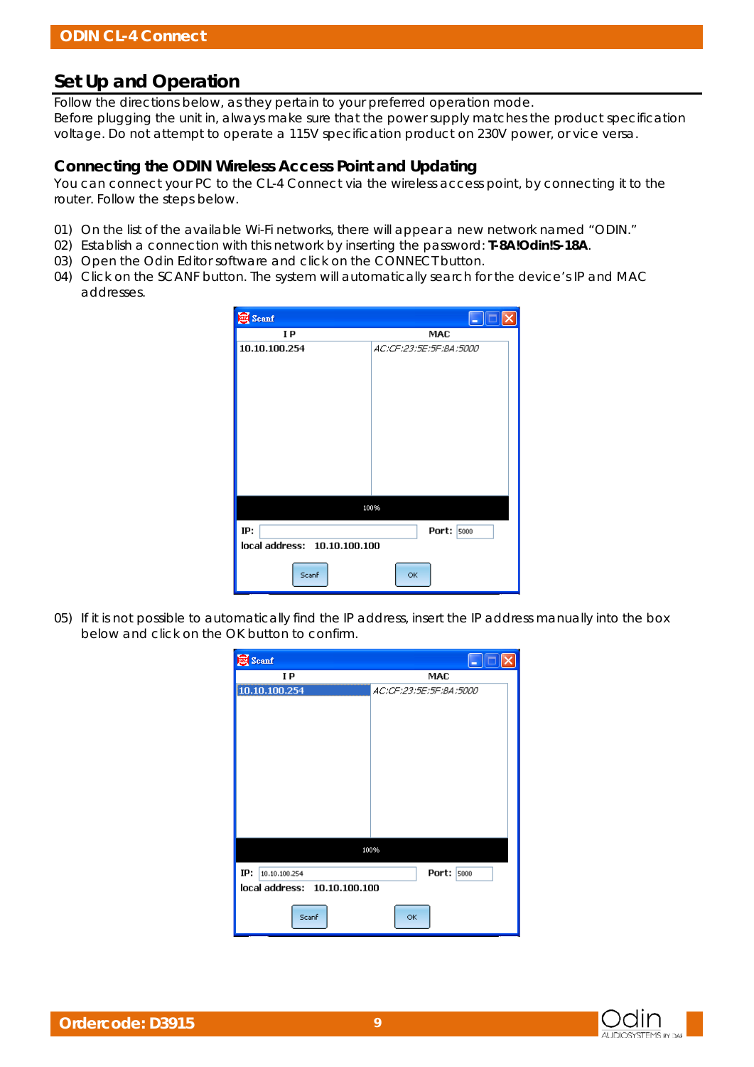## Set Up and Operation

Follow the directions below, as they pertain to your preferred operation mode.
Before plugging the unit in, always make sure that the power supply matches the product specification voltage. Do not attempt to operate a 115V specification product on 230V power, or vice versa.

### Connecting the ODIN Wireless Access Point and Updating

You can connect your PC to the CL-4 Connect via the wireless access point, by connecting it to the router. Follow the steps below.

01) On the list of the available Wi-Fi networks, there will appear a new network named “ODIN.”
02) Establish a connection with this network by inserting the password: **T-8A!Odin!S-18A**.
03) Open the Odin Editor software and click on the CONNECT button.
04) Click on the SCANF button. The system will automatically search for the device’s IP and MAC addresses.

05) If it is not possible to automatically find the IP address, insert the IP address manually into the box below and click on the OK button to confirm.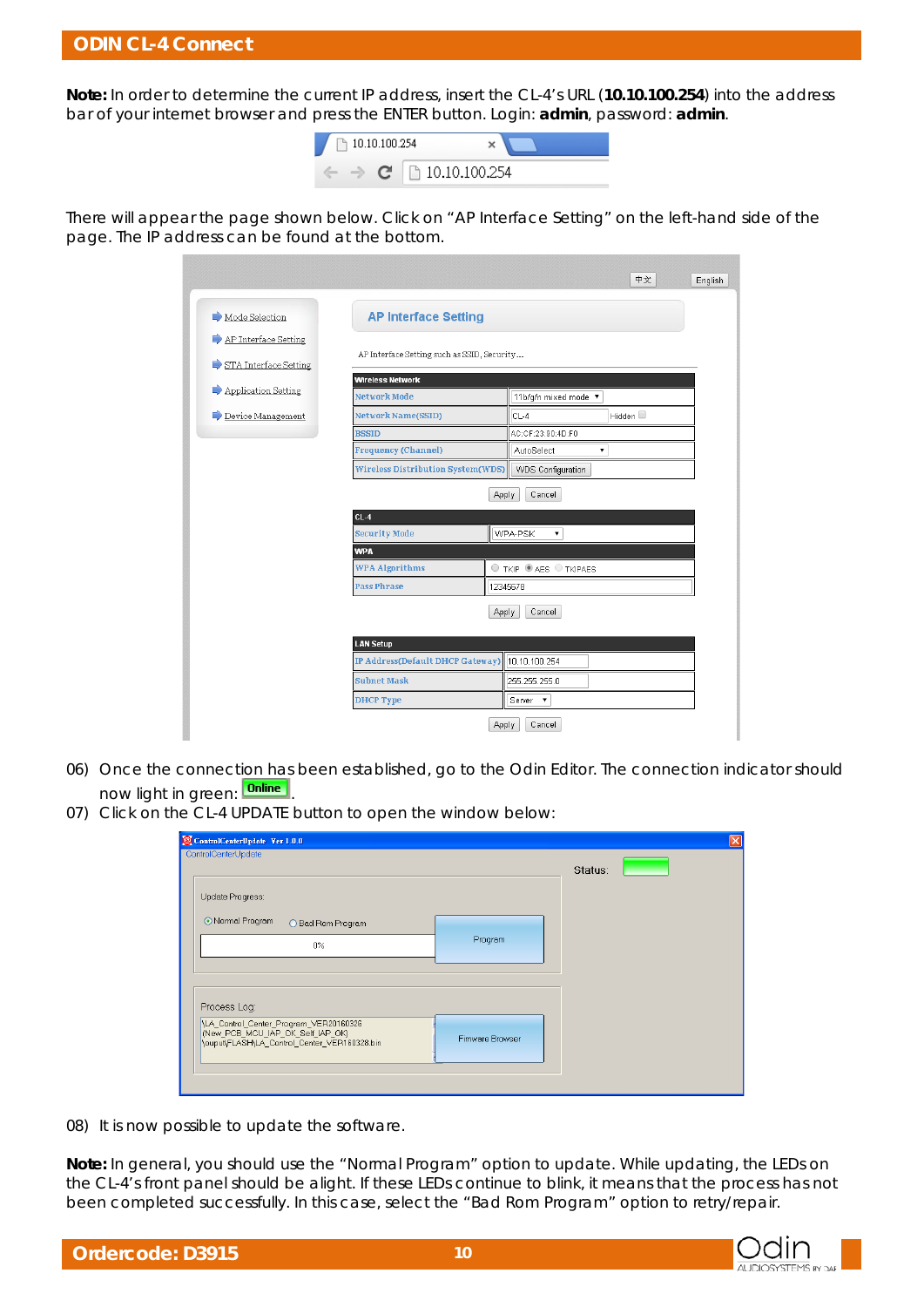**Note:** In order to determine the current IP address, insert the CL-4's URL (**10.10.100.254**) into the address bar of your internet browser and press the ENTER button. Login: **admin**, password: **admin**.

There will appear the page shown below. Click on "AP Interface Setting" on the left-hand side of the page. The IP address can be found at the bottom.

06) Once the connection has been established, go to the Odin Editor. The connection indicator should now light in green: Online.

07) Click on the CL-4 UPDATE button to open the window below:

08) It is now possible to update the software.

**Note:** In general, you should use the "Normal Program" option to update. While updating, the LEDs on the CL-4's front panel should be alight. If these LEDs continue to blink, it means that the process has not been completed successfully. In this case, select the "Bad Rom Program" option to retry/repair.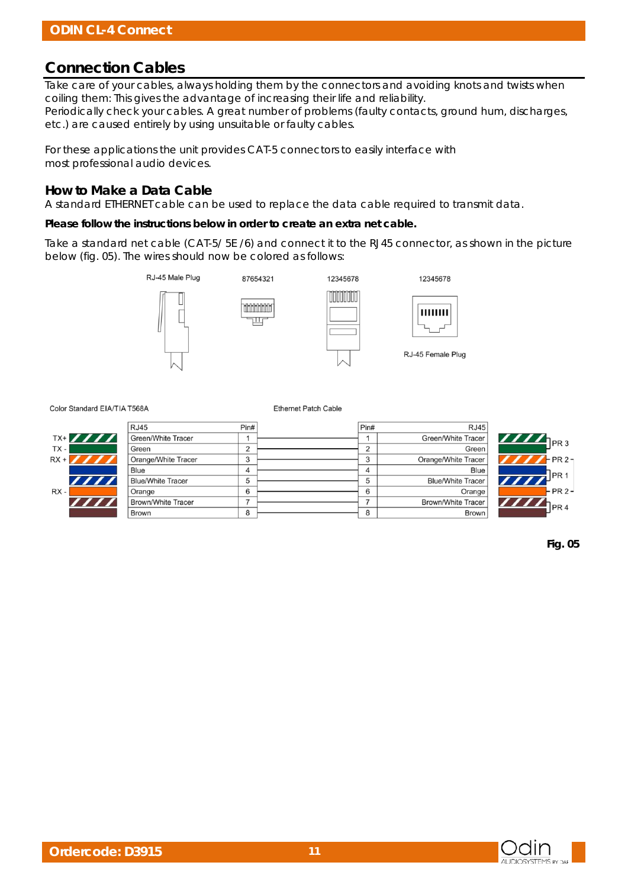## Connection Cables

Take care of your cables, always holding them by the connectors and avoiding knots and twists when coiling them: This gives the advantage of increasing their life and reliability.
Periodically check your cables. A great number of problems (faulty contacts, ground hum, discharges, etc.) are caused entirely by using unsuitable or faulty cables.

For these applications the unit provides CAT-5 connectors to easily interface with most professional audio devices.

### How to Make a Data Cable

A standard ETHERNET cable can be used to replace the data cable required to transmit data.

**Please follow the instructions below in order to create an extra net cable.**

Take a standard net cable (CAT-5/ 5E /6) and connect it to the RJ45 connector, as shown in the picture below (fig. 05). The wires should now be colored as follows:

RJ-45 Male Plug    87654321    12345678    12345678

RJ-45 Female Plug

Color Standard EIA/TIA T568A

Ethernet Patch Cable

| Signal | RJ45 | Pin# | Pin# | RJ45 | Pair |
|---|---|---|---|---|---|
| TX+ | Green/White Tracer | 1 | 1 | Green/White Tracer | PR 3 |
| TX - | Green | 2 | 2 | Green | PR 3 |
| RX + | Orange/White Tracer | 3 | 3 | Orange/White Tracer | PR 2 |
| | Blue | 4 | 4 | Blue | PR 1 |
| | Blue/White Tracer | 5 | 5 | Blue/White Tracer | PR 1 |
| RX - | Orange | 6 | 6 | Orange | PR 2 |
| | Brown/White Tracer | 7 | 7 | Brown/White Tracer | PR 4 |
| | Brown | 8 | 8 | Brown | PR 4 |

**Fig. 05**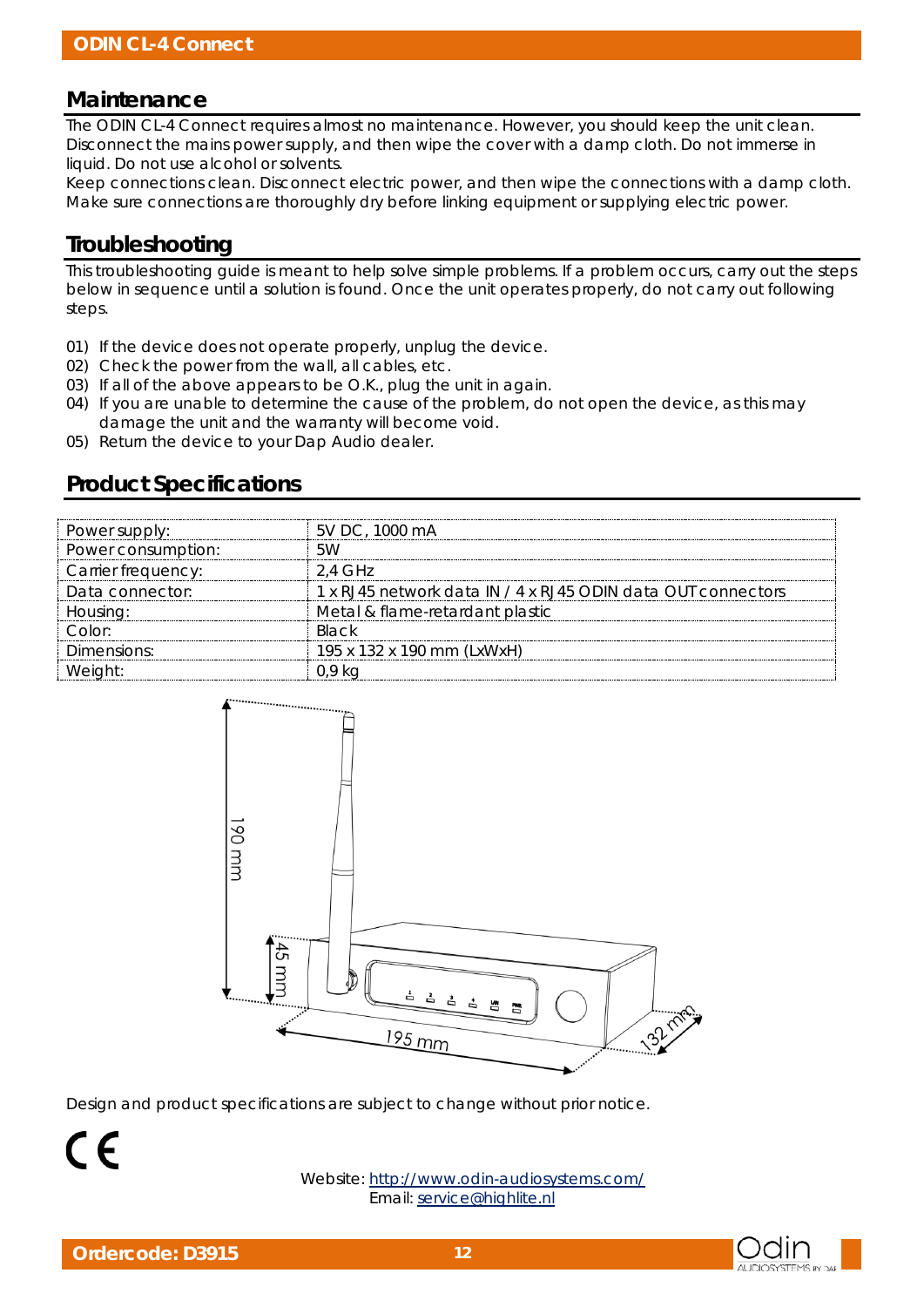## Maintenance

The ODIN CL-4 Connect requires almost no maintenance. However, you should keep the unit clean.
Disconnect the mains power supply, and then wipe the cover with a damp cloth. Do not immerse in liquid. Do not use alcohol or solvents.
Keep connections clean. Disconnect electric power, and then wipe the connections with a damp cloth.
Make sure connections are thoroughly dry before linking equipment or supplying electric power.

## Troubleshooting

This troubleshooting guide is meant to help solve simple problems. If a problem occurs, carry out the steps below in sequence until a solution is found. Once the unit operates properly, do not carry out following steps.

01) If the device does not operate properly, unplug the device.
02) Check the power from the wall, all cables, etc.
03) If all of the above appears to be O.K., plug the unit in again.
04) If you are unable to determine the cause of the problem, do not open the device, as this may damage the unit and the warranty will become void.
05) Return the device to your Dap Audio dealer.

## Product Specifications

| | |
|---|---|
| Power supply: | 5V DC, 1000 mA |
| Power consumption: | 5W |
| Carrier frequency: | 2,4 GHz |
| Data connector: | 1 x RJ45 network data IN / 4 x RJ45 ODIN data OUT connectors |
| Housing: | Metal & flame-retardant plastic |
| Color: | Black |
| Dimensions: | 195 x 132 x 190 mm (LxWxH) |
| Weight: | 0,9 kg |

Design and product specifications are subject to change without prior notice.

Website: http://www.odin-audiosystems.com/
Email: service@highlite.nl

Ordercode: D3915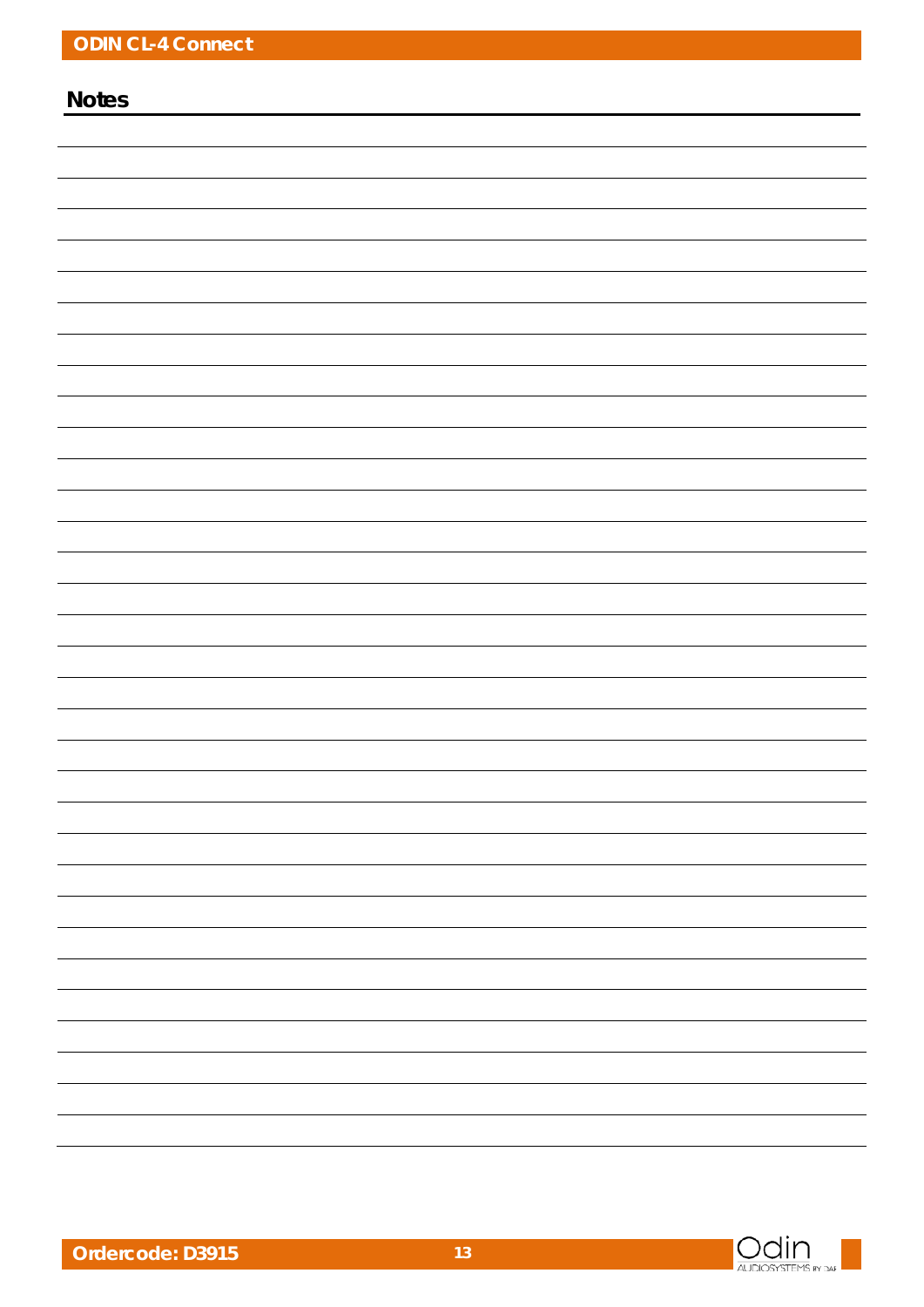## Notes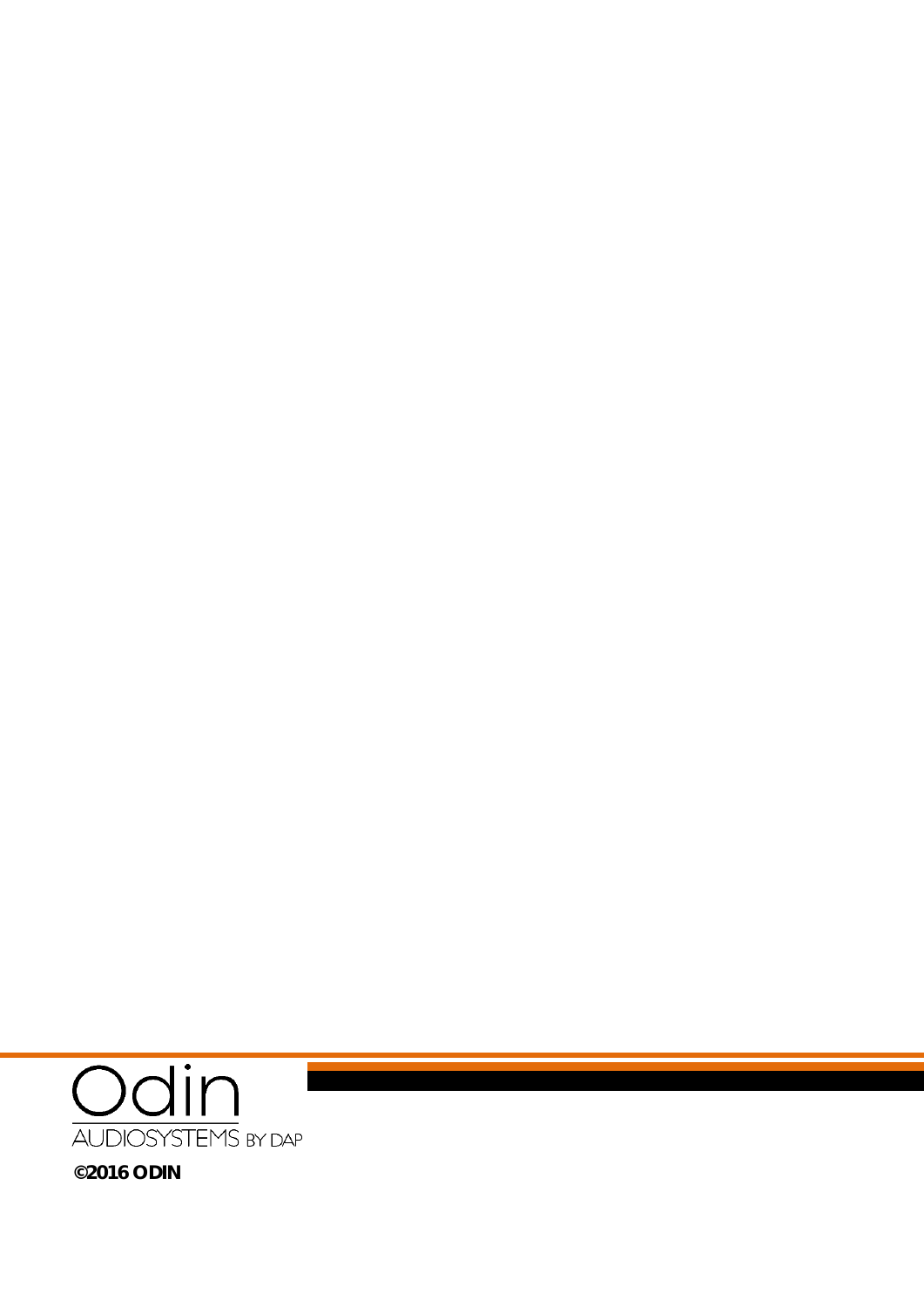Odin

AUDIOSYSTEMS BY DAP

**©2016 ODIN**